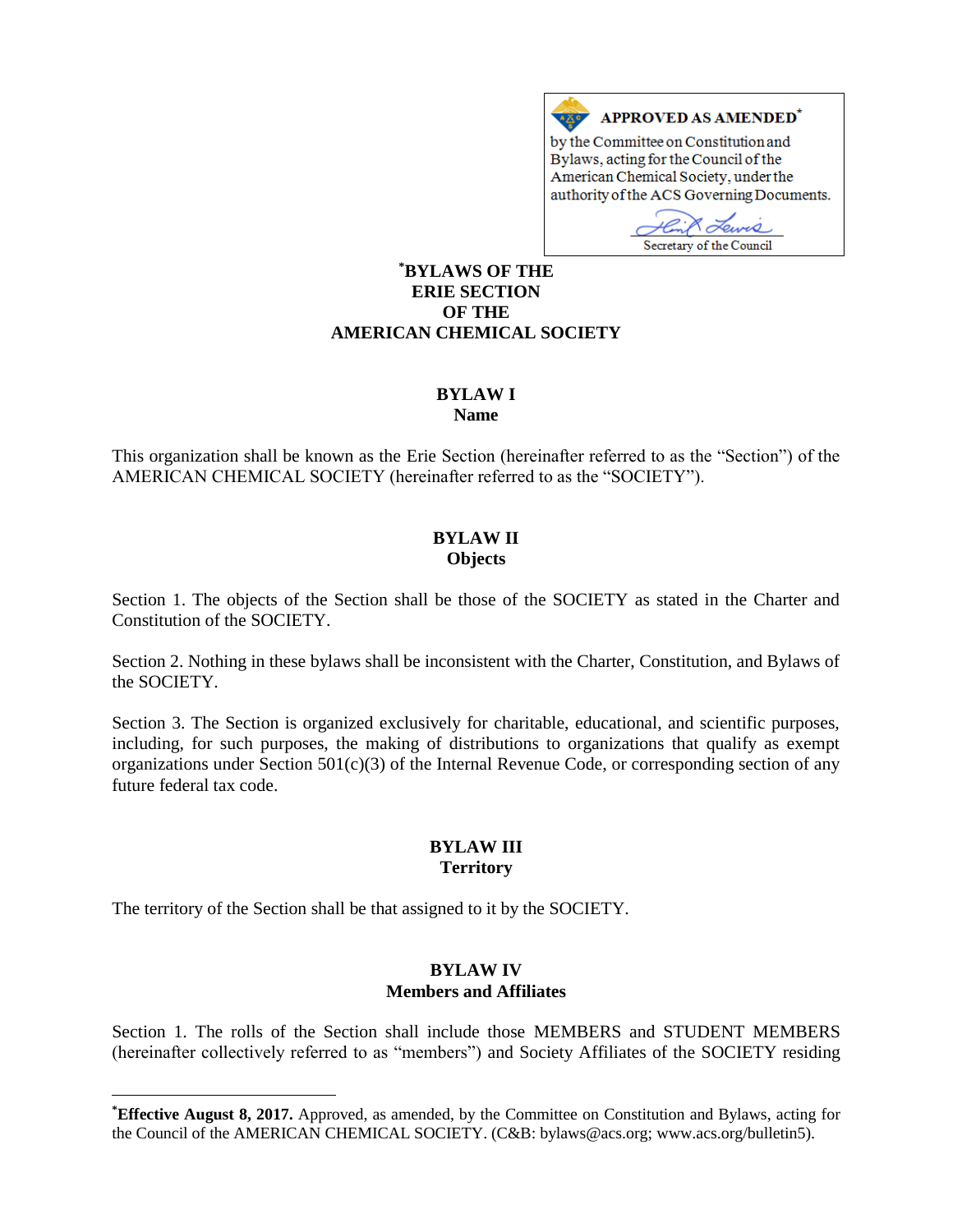**APPROVED AS AMENDED***

by the Committee on Constitution and Bylaws, acting for the Council of the American Chemical Society, under the authority of the ACS Governing Documents.

Secretary of the Council

# *BYLAWS OF THE ERIE SECTION OF THE AMERICAN CHEMICAL SOCIETY

## BYLAW I
## Name

This organization shall be known as the Erie Section (hereinafter referred to as the "Section") of the AMERICAN CHEMICAL SOCIETY (hereinafter referred to as the "SOCIETY").

## BYLAW II
## Objects

Section 1. The objects of the Section shall be those of the SOCIETY as stated in the Charter and Constitution of the SOCIETY.

Section 2. Nothing in these bylaws shall be inconsistent with the Charter, Constitution, and Bylaws of the SOCIETY.

Section 3. The Section is organized exclusively for charitable, educational, and scientific purposes, including, for such purposes, the making of distributions to organizations that qualify as exempt organizations under Section 501(c)(3) of the Internal Revenue Code, or corresponding section of any future federal tax code.

## BYLAW III
## Territory

The territory of the Section shall be that assigned to it by the SOCIETY.

## BYLAW IV
## Members and Affiliates

Section 1. The rolls of the Section shall include those MEMBERS and STUDENT MEMBERS (hereinafter collectively referred to as "members") and Society Affiliates of the SOCIETY residing

---

***Effective August 8, 2017.** Approved, as amended, by the Committee on Constitution and Bylaws, acting for the Council of the AMERICAN CHEMICAL SOCIETY. (C&B: bylaws@acs.org; www.acs.org/bulletin5).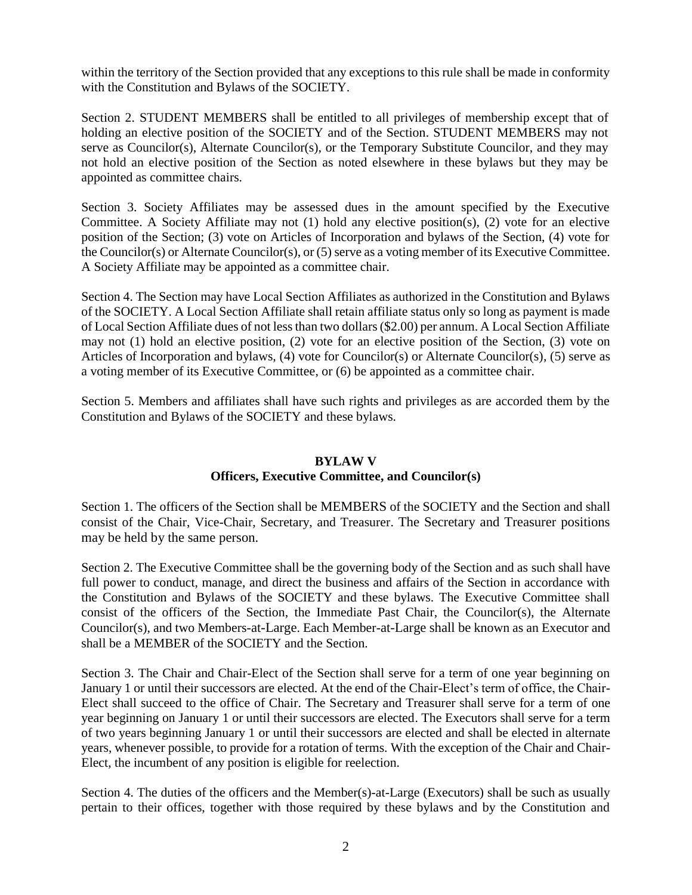within the territory of the Section provided that any exceptions to this rule shall be made in conformity with the Constitution and Bylaws of the SOCIETY.

Section 2. STUDENT MEMBERS shall be entitled to all privileges of membership except that of holding an elective position of the SOCIETY and of the Section. STUDENT MEMBERS may not serve as Councilor(s), Alternate Councilor(s), or the Temporary Substitute Councilor, and they may not hold an elective position of the Section as noted elsewhere in these bylaws but they may be appointed as committee chairs.

Section 3. Society Affiliates may be assessed dues in the amount specified by the Executive Committee. A Society Affiliate may not (1) hold any elective position(s), (2) vote for an elective position of the Section; (3) vote on Articles of Incorporation and bylaws of the Section, (4) vote for the Councilor(s) or Alternate Councilor(s), or (5) serve as a voting member of its Executive Committee. A Society Affiliate may be appointed as a committee chair.

Section 4. The Section may have Local Section Affiliates as authorized in the Constitution and Bylaws of the SOCIETY. A Local Section Affiliate shall retain affiliate status only so long as payment is made of Local Section Affiliate dues of not less than two dollars ($2.00) per annum. A Local Section Affiliate may not (1) hold an elective position, (2) vote for an elective position of the Section, (3) vote on Articles of Incorporation and bylaws, (4) vote for Councilor(s) or Alternate Councilor(s), (5) serve as a voting member of its Executive Committee, or (6) be appointed as a committee chair.

Section 5. Members and affiliates shall have such rights and privileges as are accorded them by the Constitution and Bylaws of the SOCIETY and these bylaws.

## BYLAW V
## Officers, Executive Committee, and Councilor(s)

Section 1. The officers of the Section shall be MEMBERS of the SOCIETY and the Section and shall consist of the Chair, Vice-Chair, Secretary, and Treasurer. The Secretary and Treasurer positions may be held by the same person.

Section 2. The Executive Committee shall be the governing body of the Section and as such shall have full power to conduct, manage, and direct the business and affairs of the Section in accordance with the Constitution and Bylaws of the SOCIETY and these bylaws. The Executive Committee shall consist of the officers of the Section, the Immediate Past Chair, the Councilor(s), the Alternate Councilor(s), and two Members-at-Large. Each Member-at-Large shall be known as an Executor and shall be a MEMBER of the SOCIETY and the Section.

Section 3. The Chair and Chair-Elect of the Section shall serve for a term of one year beginning on January 1 or until their successors are elected. At the end of the Chair-Elect's term of office, the Chair-Elect shall succeed to the office of Chair. The Secretary and Treasurer shall serve for a term of one year beginning on January 1 or until their successors are elected. The Executors shall serve for a term of two years beginning January 1 or until their successors are elected and shall be elected in alternate years, whenever possible, to provide for a rotation of terms. With the exception of the Chair and Chair-Elect, the incumbent of any position is eligible for reelection.

Section 4. The duties of the officers and the Member(s)-at-Large (Executors) shall be such as usually pertain to their offices, together with those required by these bylaws and by the Constitution and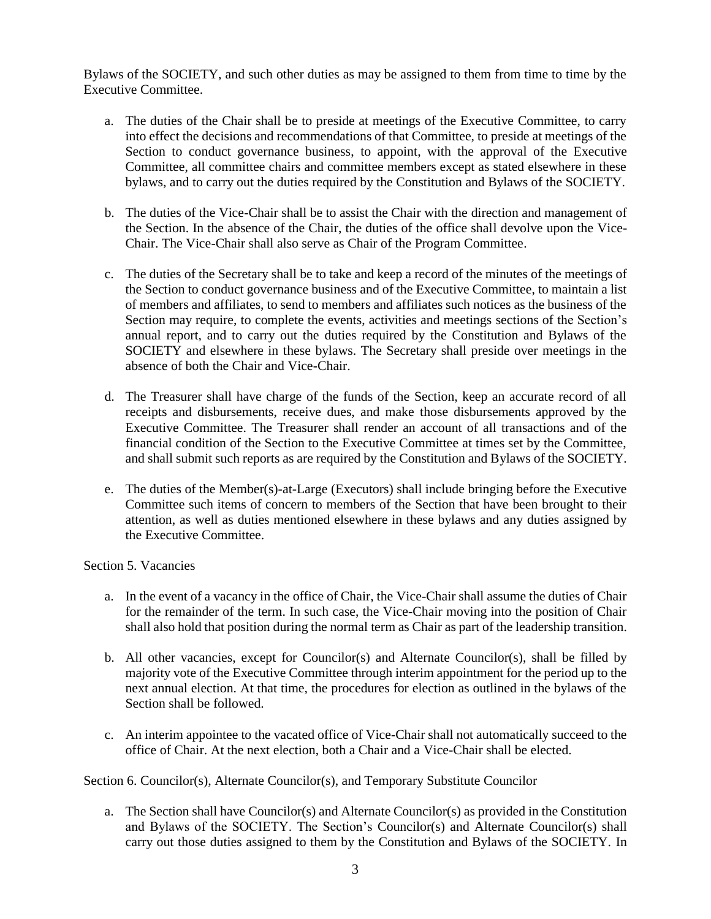Bylaws of the SOCIETY, and such other duties as may be assigned to them from time to time by the Executive Committee.

a. The duties of the Chair shall be to preside at meetings of the Executive Committee, to carry into effect the decisions and recommendations of that Committee, to preside at meetings of the Section to conduct governance business, to appoint, with the approval of the Executive Committee, all committee chairs and committee members except as stated elsewhere in these bylaws, and to carry out the duties required by the Constitution and Bylaws of the SOCIETY.

b. The duties of the Vice-Chair shall be to assist the Chair with the direction and management of the Section. In the absence of the Chair, the duties of the office shall devolve upon the Vice-Chair. The Vice-Chair shall also serve as Chair of the Program Committee.

c. The duties of the Secretary shall be to take and keep a record of the minutes of the meetings of the Section to conduct governance business and of the Executive Committee, to maintain a list of members and affiliates, to send to members and affiliates such notices as the business of the Section may require, to complete the events, activities and meetings sections of the Section's annual report, and to carry out the duties required by the Constitution and Bylaws of the SOCIETY and elsewhere in these bylaws. The Secretary shall preside over meetings in the absence of both the Chair and Vice-Chair.

d. The Treasurer shall have charge of the funds of the Section, keep an accurate record of all receipts and disbursements, receive dues, and make those disbursements approved by the Executive Committee. The Treasurer shall render an account of all transactions and of the financial condition of the Section to the Executive Committee at times set by the Committee, and shall submit such reports as are required by the Constitution and Bylaws of the SOCIETY.

e. The duties of the Member(s)-at-Large (Executors) shall include bringing before the Executive Committee such items of concern to members of the Section that have been brought to their attention, as well as duties mentioned elsewhere in these bylaws and any duties assigned by the Executive Committee.

Section 5. Vacancies

a. In the event of a vacancy in the office of Chair, the Vice-Chair shall assume the duties of Chair for the remainder of the term. In such case, the Vice-Chair moving into the position of Chair shall also hold that position during the normal term as Chair as part of the leadership transition.

b. All other vacancies, except for Councilor(s) and Alternate Councilor(s), shall be filled by majority vote of the Executive Committee through interim appointment for the period up to the next annual election. At that time, the procedures for election as outlined in the bylaws of the Section shall be followed.

c. An interim appointee to the vacated office of Vice-Chair shall not automatically succeed to the office of Chair. At the next election, both a Chair and a Vice-Chair shall be elected.

Section 6. Councilor(s), Alternate Councilor(s), and Temporary Substitute Councilor

a. The Section shall have Councilor(s) and Alternate Councilor(s) as provided in the Constitution and Bylaws of the SOCIETY. The Section's Councilor(s) and Alternate Councilor(s) shall carry out those duties assigned to them by the Constitution and Bylaws of the SOCIETY. In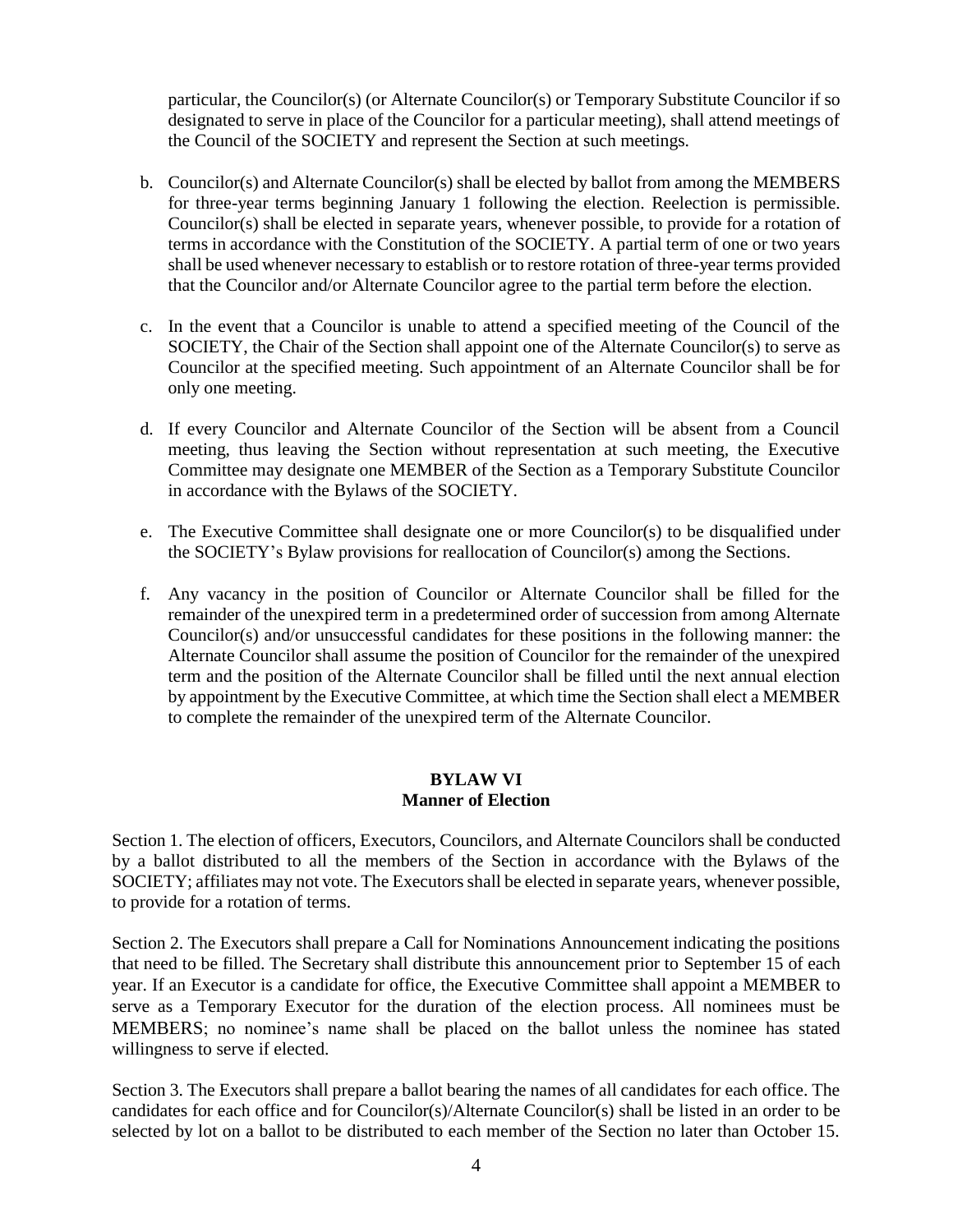particular, the Councilor(s) (or Alternate Councilor(s) or Temporary Substitute Councilor if so designated to serve in place of the Councilor for a particular meeting), shall attend meetings of the Council of the SOCIETY and represent the Section at such meetings.

b. Councilor(s) and Alternate Councilor(s) shall be elected by ballot from among the MEMBERS for three-year terms beginning January 1 following the election. Reelection is permissible. Councilor(s) shall be elected in separate years, whenever possible, to provide for a rotation of terms in accordance with the Constitution of the SOCIETY. A partial term of one or two years shall be used whenever necessary to establish or to restore rotation of three-year terms provided that the Councilor and/or Alternate Councilor agree to the partial term before the election.

c. In the event that a Councilor is unable to attend a specified meeting of the Council of the SOCIETY, the Chair of the Section shall appoint one of the Alternate Councilor(s) to serve as Councilor at the specified meeting. Such appointment of an Alternate Councilor shall be for only one meeting.

d. If every Councilor and Alternate Councilor of the Section will be absent from a Council meeting, thus leaving the Section without representation at such meeting, the Executive Committee may designate one MEMBER of the Section as a Temporary Substitute Councilor in accordance with the Bylaws of the SOCIETY.

e. The Executive Committee shall designate one or more Councilor(s) to be disqualified under the SOCIETY's Bylaw provisions for reallocation of Councilor(s) among the Sections.

f. Any vacancy in the position of Councilor or Alternate Councilor shall be filled for the remainder of the unexpired term in a predetermined order of succession from among Alternate Councilor(s) and/or unsuccessful candidates for these positions in the following manner: the Alternate Councilor shall assume the position of Councilor for the remainder of the unexpired term and the position of the Alternate Councilor shall be filled until the next annual election by appointment by the Executive Committee, at which time the Section shall elect a MEMBER to complete the remainder of the unexpired term of the Alternate Councilor.

## BYLAW VI
## Manner of Election

Section 1. The election of officers, Executors, Councilors, and Alternate Councilors shall be conducted by a ballot distributed to all the members of the Section in accordance with the Bylaws of the SOCIETY; affiliates may not vote. The Executors shall be elected in separate years, whenever possible, to provide for a rotation of terms.

Section 2. The Executors shall prepare a Call for Nominations Announcement indicating the positions that need to be filled. The Secretary shall distribute this announcement prior to September 15 of each year. If an Executor is a candidate for office, the Executive Committee shall appoint a MEMBER to serve as a Temporary Executor for the duration of the election process. All nominees must be MEMBERS; no nominee's name shall be placed on the ballot unless the nominee has stated willingness to serve if elected.

Section 3. The Executors shall prepare a ballot bearing the names of all candidates for each office. The candidates for each office and for Councilor(s)/Alternate Councilor(s) shall be listed in an order to be selected by lot on a ballot to be distributed to each member of the Section no later than October 15.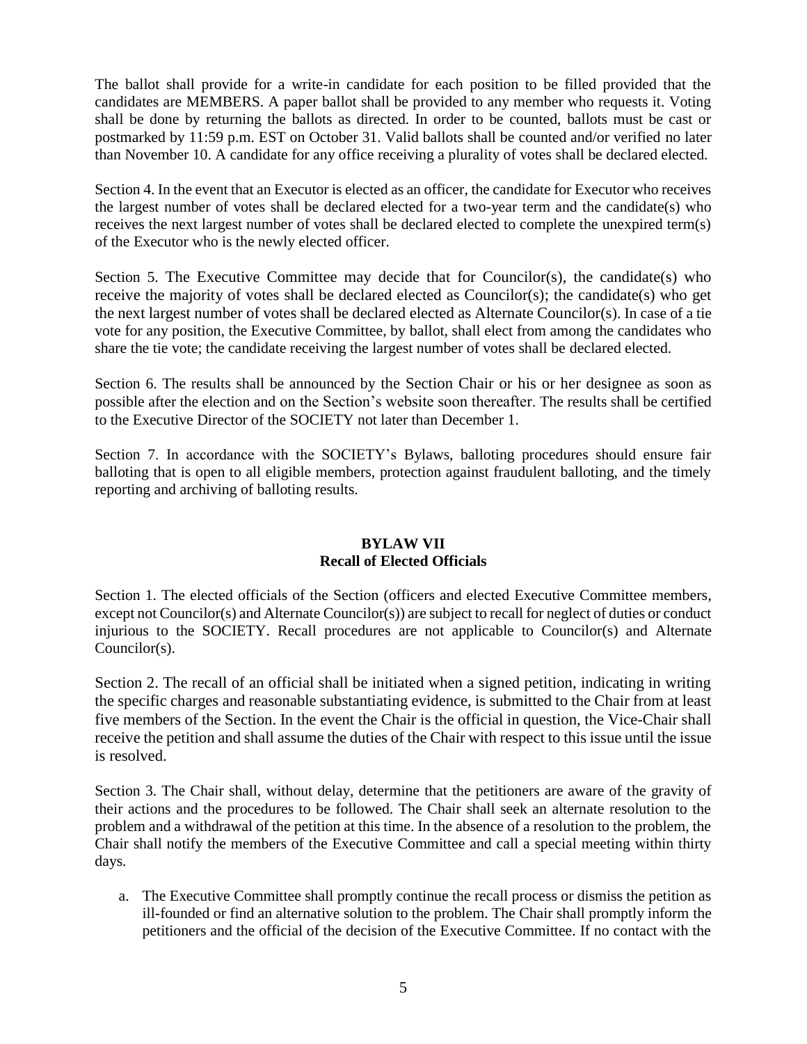The ballot shall provide for a write-in candidate for each position to be filled provided that the candidates are MEMBERS. A paper ballot shall be provided to any member who requests it. Voting shall be done by returning the ballots as directed. In order to be counted, ballots must be cast or postmarked by 11:59 p.m. EST on October 31. Valid ballots shall be counted and/or verified no later than November 10. A candidate for any office receiving a plurality of votes shall be declared elected.

Section 4. In the event that an Executor is elected as an officer, the candidate for Executor who receives the largest number of votes shall be declared elected for a two-year term and the candidate(s) who receives the next largest number of votes shall be declared elected to complete the unexpired term(s) of the Executor who is the newly elected officer.

Section 5. The Executive Committee may decide that for Councilor(s), the candidate(s) who receive the majority of votes shall be declared elected as Councilor(s); the candidate(s) who get the next largest number of votes shall be declared elected as Alternate Councilor(s). In case of a tie vote for any position, the Executive Committee, by ballot, shall elect from among the candidates who share the tie vote; the candidate receiving the largest number of votes shall be declared elected.

Section 6. The results shall be announced by the Section Chair or his or her designee as soon as possible after the election and on the Section's website soon thereafter. The results shall be certified to the Executive Director of the SOCIETY not later than December 1.

Section 7. In accordance with the SOCIETY's Bylaws, balloting procedures should ensure fair balloting that is open to all eligible members, protection against fraudulent balloting, and the timely reporting and archiving of balloting results.

## BYLAW VII
## Recall of Elected Officials

Section 1. The elected officials of the Section (officers and elected Executive Committee members, except not Councilor(s) and Alternate Councilor(s)) are subject to recall for neglect of duties or conduct injurious to the SOCIETY. Recall procedures are not applicable to Councilor(s) and Alternate Councilor(s).

Section 2. The recall of an official shall be initiated when a signed petition, indicating in writing the specific charges and reasonable substantiating evidence, is submitted to the Chair from at least five members of the Section. In the event the Chair is the official in question, the Vice-Chair shall receive the petition and shall assume the duties of the Chair with respect to this issue until the issue is resolved.

Section 3. The Chair shall, without delay, determine that the petitioners are aware of the gravity of their actions and the procedures to be followed. The Chair shall seek an alternate resolution to the problem and a withdrawal of the petition at this time. In the absence of a resolution to the problem, the Chair shall notify the members of the Executive Committee and call a special meeting within thirty days.

a. The Executive Committee shall promptly continue the recall process or dismiss the petition as ill-founded or find an alternative solution to the problem. The Chair shall promptly inform the petitioners and the official of the decision of the Executive Committee. If no contact with the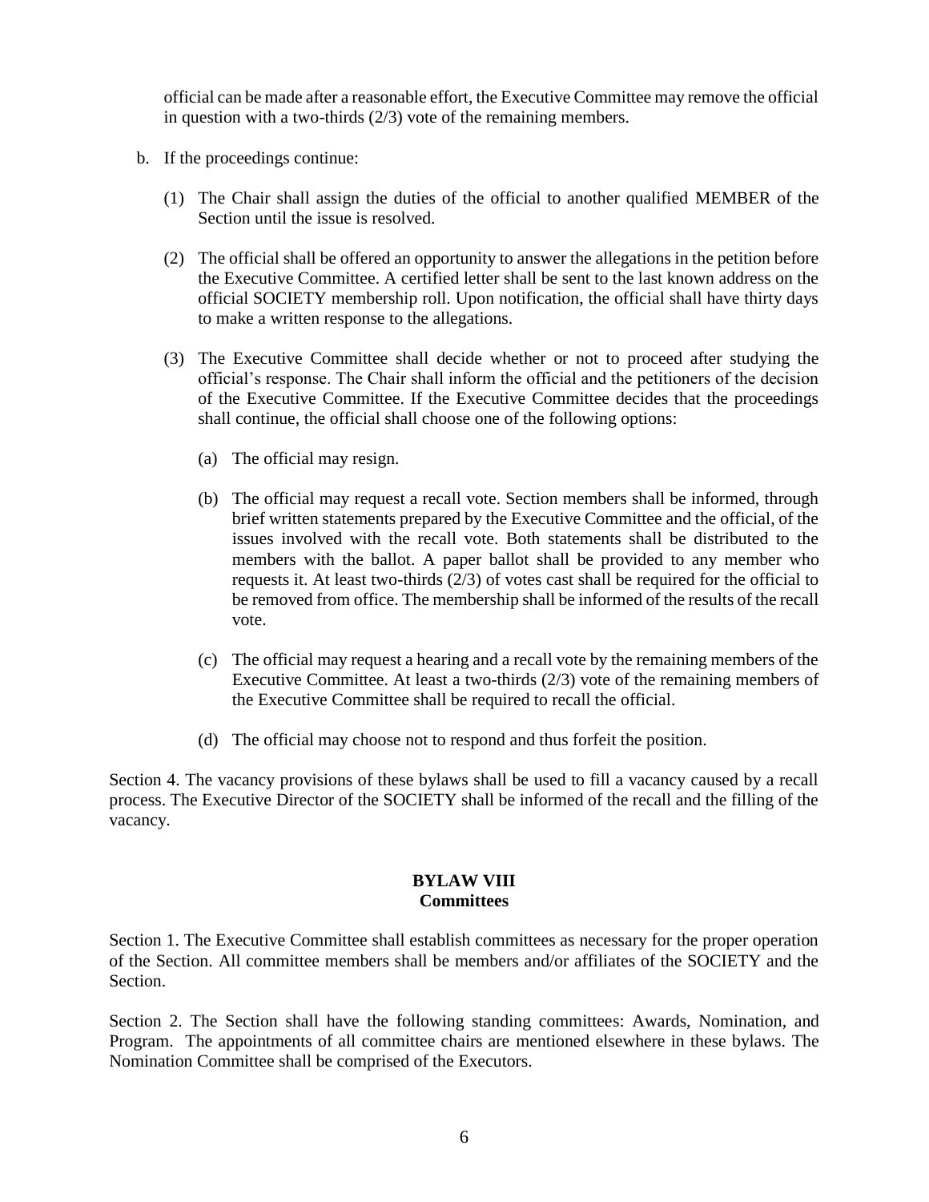official can be made after a reasonable effort, the Executive Committee may remove the official in question with a two-thirds (2/3) vote of the remaining members.

b. If the proceedings continue:

   (1) The Chair shall assign the duties of the official to another qualified MEMBER of the Section until the issue is resolved.

   (2) The official shall be offered an opportunity to answer the allegations in the petition before the Executive Committee. A certified letter shall be sent to the last known address on the official SOCIETY membership roll. Upon notification, the official shall have thirty days to make a written response to the allegations.

   (3) The Executive Committee shall decide whether or not to proceed after studying the official's response. The Chair shall inform the official and the petitioners of the decision of the Executive Committee. If the Executive Committee decides that the proceedings shall continue, the official shall choose one of the following options:

      (a) The official may resign.

      (b) The official may request a recall vote. Section members shall be informed, through brief written statements prepared by the Executive Committee and the official, of the issues involved with the recall vote. Both statements shall be distributed to the members with the ballot. A paper ballot shall be provided to any member who requests it. At least two-thirds (2/3) of votes cast shall be required for the official to be removed from office. The membership shall be informed of the results of the recall vote.

      (c) The official may request a hearing and a recall vote by the remaining members of the Executive Committee. At least a two-thirds (2/3) vote of the remaining members of the Executive Committee shall be required to recall the official.

      (d) The official may choose not to respond and thus forfeit the position.

Section 4. The vacancy provisions of these bylaws shall be used to fill a vacancy caused by a recall process. The Executive Director of the SOCIETY shall be informed of the recall and the filling of the vacancy.

## BYLAW VIII
## Committees

Section 1. The Executive Committee shall establish committees as necessary for the proper operation of the Section. All committee members shall be members and/or affiliates of the SOCIETY and the Section.

Section 2. The Section shall have the following standing committees: Awards, Nomination, and Program. The appointments of all committee chairs are mentioned elsewhere in these bylaws. The Nomination Committee shall be comprised of the Executors.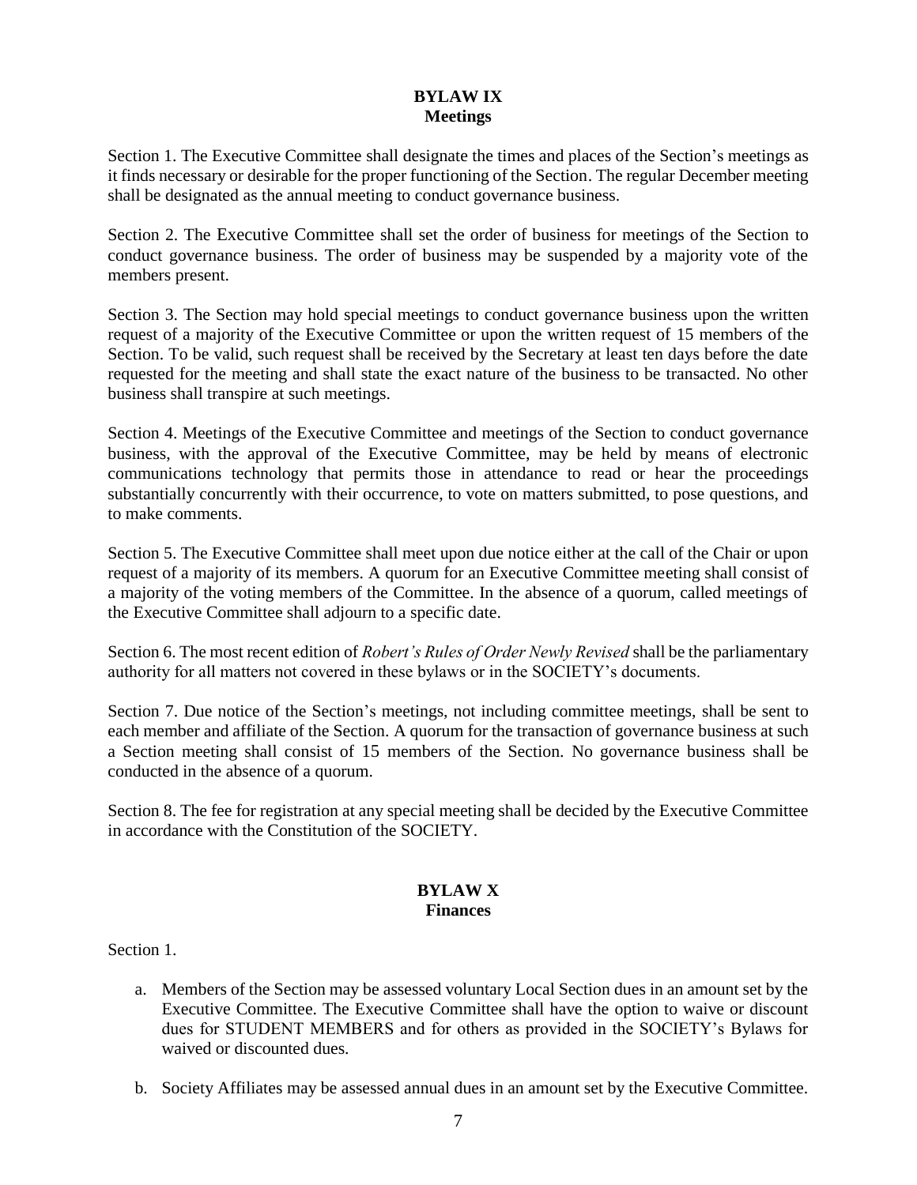## BYLAW IX
## Meetings

Section 1. The Executive Committee shall designate the times and places of the Section's meetings as it finds necessary or desirable for the proper functioning of the Section. The regular December meeting shall be designated as the annual meeting to conduct governance business.

Section 2. The Executive Committee shall set the order of business for meetings of the Section to conduct governance business. The order of business may be suspended by a majority vote of the members present.

Section 3. The Section may hold special meetings to conduct governance business upon the written request of a majority of the Executive Committee or upon the written request of 15 members of the Section. To be valid, such request shall be received by the Secretary at least ten days before the date requested for the meeting and shall state the exact nature of the business to be transacted. No other business shall transpire at such meetings.

Section 4. Meetings of the Executive Committee and meetings of the Section to conduct governance business, with the approval of the Executive Committee, may be held by means of electronic communications technology that permits those in attendance to read or hear the proceedings substantially concurrently with their occurrence, to vote on matters submitted, to pose questions, and to make comments.

Section 5. The Executive Committee shall meet upon due notice either at the call of the Chair or upon request of a majority of its members. A quorum for an Executive Committee meeting shall consist of a majority of the voting members of the Committee. In the absence of a quorum, called meetings of the Executive Committee shall adjourn to a specific date.

Section 6. The most recent edition of *Robert's Rules of Order Newly Revised* shall be the parliamentary authority for all matters not covered in these bylaws or in the SOCIETY's documents.

Section 7. Due notice of the Section's meetings, not including committee meetings, shall be sent to each member and affiliate of the Section. A quorum for the transaction of governance business at such a Section meeting shall consist of 15 members of the Section. No governance business shall be conducted in the absence of a quorum.

Section 8. The fee for registration at any special meeting shall be decided by the Executive Committee in accordance with the Constitution of the SOCIETY.

## BYLAW X
## Finances

Section 1.

a. Members of the Section may be assessed voluntary Local Section dues in an amount set by the Executive Committee. The Executive Committee shall have the option to waive or discount dues for STUDENT MEMBERS and for others as provided in the SOCIETY's Bylaws for waived or discounted dues.

b. Society Affiliates may be assessed annual dues in an amount set by the Executive Committee.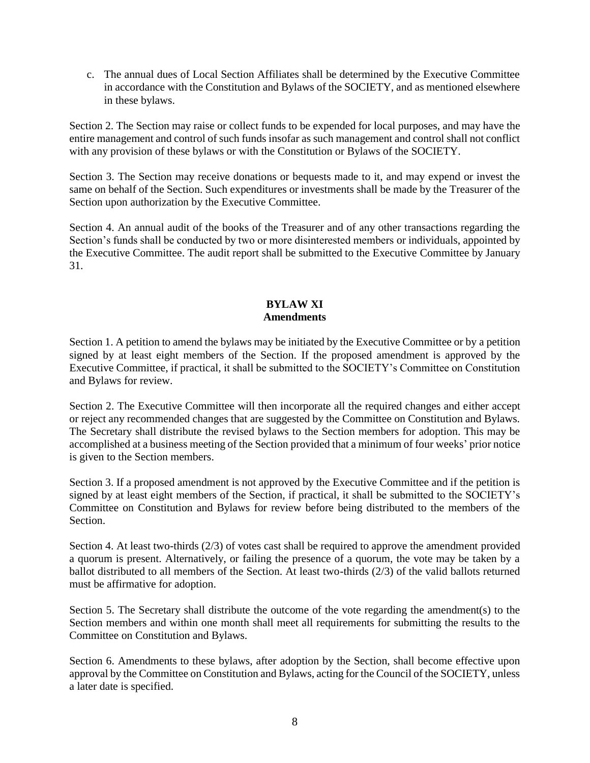c. The annual dues of Local Section Affiliates shall be determined by the Executive Committee in accordance with the Constitution and Bylaws of the SOCIETY, and as mentioned elsewhere in these bylaws.

Section 2. The Section may raise or collect funds to be expended for local purposes, and may have the entire management and control of such funds insofar as such management and control shall not conflict with any provision of these bylaws or with the Constitution or Bylaws of the SOCIETY.

Section 3. The Section may receive donations or bequests made to it, and may expend or invest the same on behalf of the Section. Such expenditures or investments shall be made by the Treasurer of the Section upon authorization by the Executive Committee.

Section 4. An annual audit of the books of the Treasurer and of any other transactions regarding the Section's funds shall be conducted by two or more disinterested members or individuals, appointed by the Executive Committee. The audit report shall be submitted to the Executive Committee by January 31.

## BYLAW XI
## Amendments

Section 1. A petition to amend the bylaws may be initiated by the Executive Committee or by a petition signed by at least eight members of the Section. If the proposed amendment is approved by the Executive Committee, if practical, it shall be submitted to the SOCIETY's Committee on Constitution and Bylaws for review.

Section 2. The Executive Committee will then incorporate all the required changes and either accept or reject any recommended changes that are suggested by the Committee on Constitution and Bylaws. The Secretary shall distribute the revised bylaws to the Section members for adoption. This may be accomplished at a business meeting of the Section provided that a minimum of four weeks' prior notice is given to the Section members.

Section 3. If a proposed amendment is not approved by the Executive Committee and if the petition is signed by at least eight members of the Section, if practical, it shall be submitted to the SOCIETY's Committee on Constitution and Bylaws for review before being distributed to the members of the Section.

Section 4. At least two-thirds (2/3) of votes cast shall be required to approve the amendment provided a quorum is present. Alternatively, or failing the presence of a quorum, the vote may be taken by a ballot distributed to all members of the Section. At least two-thirds (2/3) of the valid ballots returned must be affirmative for adoption.

Section 5. The Secretary shall distribute the outcome of the vote regarding the amendment(s) to the Section members and within one month shall meet all requirements for submitting the results to the Committee on Constitution and Bylaws.

Section 6. Amendments to these bylaws, after adoption by the Section, shall become effective upon approval by the Committee on Constitution and Bylaws, acting for the Council of the SOCIETY, unless a later date is specified.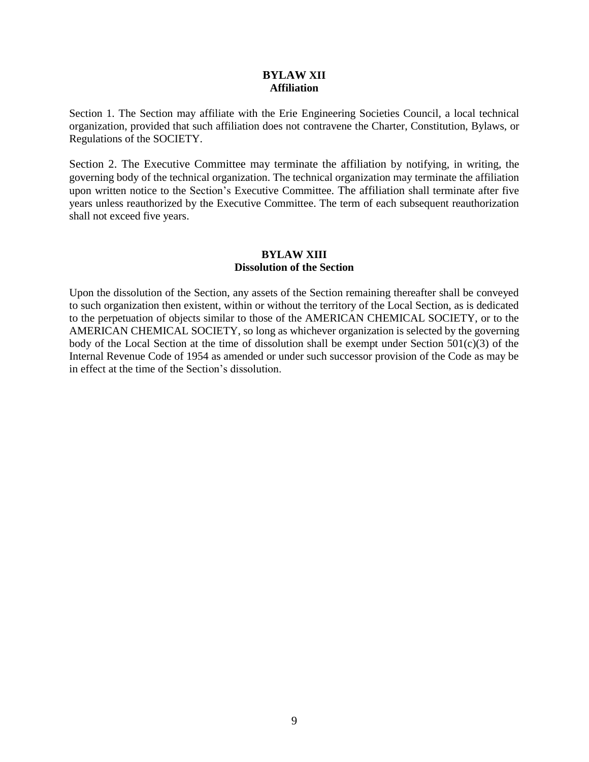## BYLAW XII
## Affiliation

Section 1. The Section may affiliate with the Erie Engineering Societies Council, a local technical organization, provided that such affiliation does not contravene the Charter, Constitution, Bylaws, or Regulations of the SOCIETY.

Section 2. The Executive Committee may terminate the affiliation by notifying, in writing, the governing body of the technical organization. The technical organization may terminate the affiliation upon written notice to the Section's Executive Committee. The affiliation shall terminate after five years unless reauthorized by the Executive Committee. The term of each subsequent reauthorization shall not exceed five years.

## BYLAW XIII
## Dissolution of the Section

Upon the dissolution of the Section, any assets of the Section remaining thereafter shall be conveyed to such organization then existent, within or without the territory of the Local Section, as is dedicated to the perpetuation of objects similar to those of the AMERICAN CHEMICAL SOCIETY, or to the AMERICAN CHEMICAL SOCIETY, so long as whichever organization is selected by the governing body of the Local Section at the time of dissolution shall be exempt under Section 501(c)(3) of the Internal Revenue Code of 1954 as amended or under such successor provision of the Code as may be in effect at the time of the Section's dissolution.